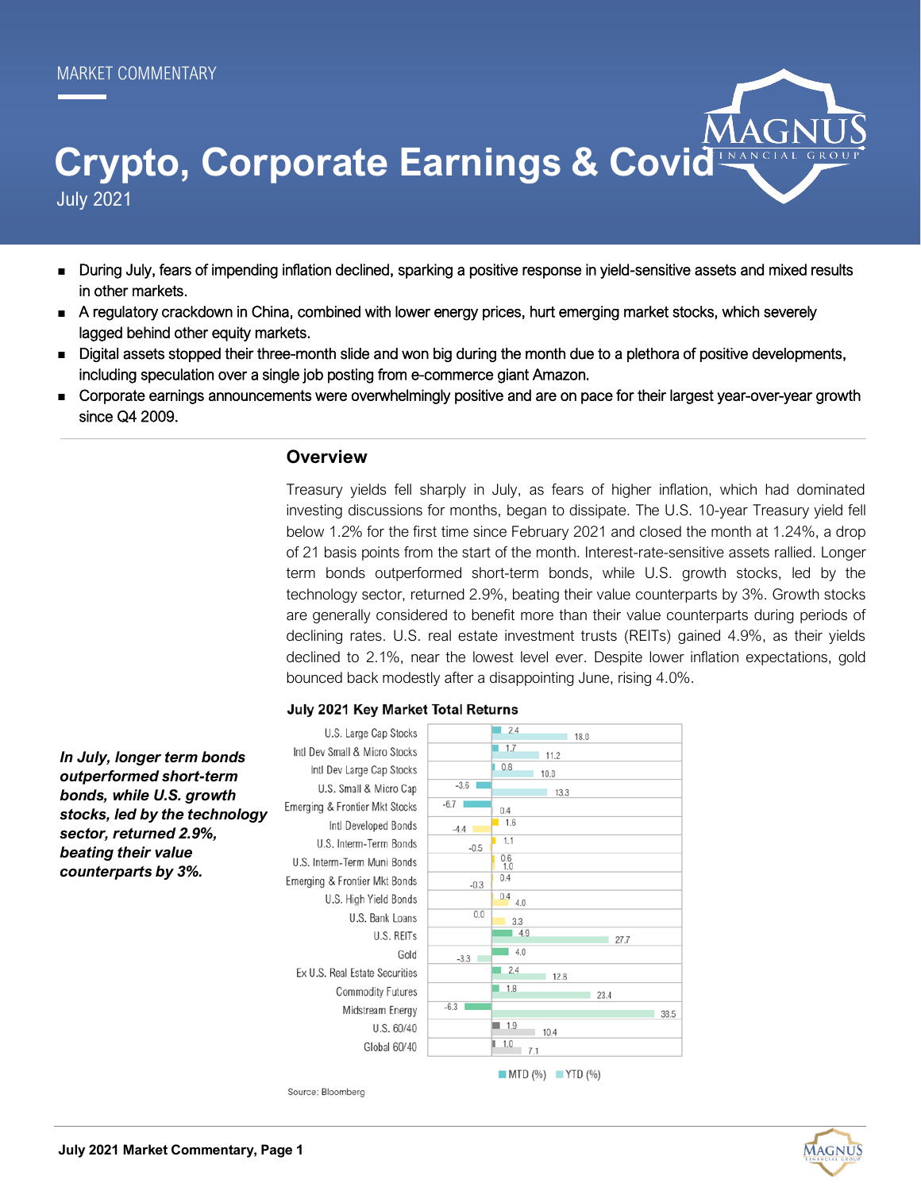MARKET COMMENTARY

# Crypto, Corporate Earnings & Covid

July 2021

- During July, fears of impending inflation declined, sparking a positive response in yield-sensitive assets and mixed results in other markets.
- A regulatory crackdown in China, combined with lower energy prices, hurt emerging market stocks, which severely lagged behind other equity markets.
- Digital assets stopped their three-month slide and won big during the month due to a plethora of positive developments, including speculation over a single job posting from e-commerce giant Amazon.
- Corporate earnings announcements were overwhelmingly positive and are on pace for their largest year-over-year growth since Q4 2009.

## Overview

Treasury yields fell sharply in July, as fears of higher inflation, which had dominated investing discussions for months, began to dissipate. The U.S. 10-year Treasury yield fell below 1.2% for the first time since February 2021 and closed the month at 1.24%, a drop of 21 basis points from the start of the month. Interest-rate-sensitive assets rallied. Longer term bonds outperformed short-term bonds, while U.S. growth stocks, led by the technology sector, returned 2.9%, beating their value counterparts by 3%. Growth stocks are generally considered to benefit more than their value counterparts during periods of declining rates. U.S. real estate investment trusts (REITs) gained 4.9%, as their yields declined to 2.1%, near the lowest level ever. Despite lower inflation expectations, gold bounced back modestly after a disappointing June, rising 4.0%.

***In July, longer term bonds outperformed short-term bonds, while U.S. growth stocks, led by the technology sector, returned 2.9%, beating their value counterparts by 3%.***

**July 2021 Key Market Total Returns**

| Asset Class | MTD (%) | YTD (%) |
|---|---|---|
| U.S. Large Cap Stocks | 2.4 | 18.0 |
| Intl Dev Small & Micro Stocks | 1.7 | 11.2 |
| Intl Dev Large Cap Stocks | 0.8 | 10.0 |
| U.S. Small & Micro Cap | -3.6 | 13.3 |
| Emerging & Frontier Mkt Stocks | -6.7 | 0.4 |
| Intl Developed Bonds | 1.6 | -4.4 |
| U.S. Interm-Term Bonds | 1.1 | -0.5 |
| U.S. Interm-Term Muni Bonds | 0.6 | 1.0 |
| Emerging & Frontier Mkt Bonds | 0.4 | -0.3 |
| U.S. High Yield Bonds | 0.4 | 4.0 |
| U.S. Bank Loans | 0.0 | 3.3 |
| U.S. REITs | 4.9 | 27.7 |
| Gold | 4.0 | -3.3 |
| Ex U.S. Real Estate Securities | 2.4 | 12.8 |
| Commodity Futures | 1.8 | 23.4 |
| Midstream Energy | -6.3 | 38.5 |
| U.S. 60/40 | 1.9 | 10.4 |
| Global 60/40 | 1.0 | 7.1 |

Source: Bloomberg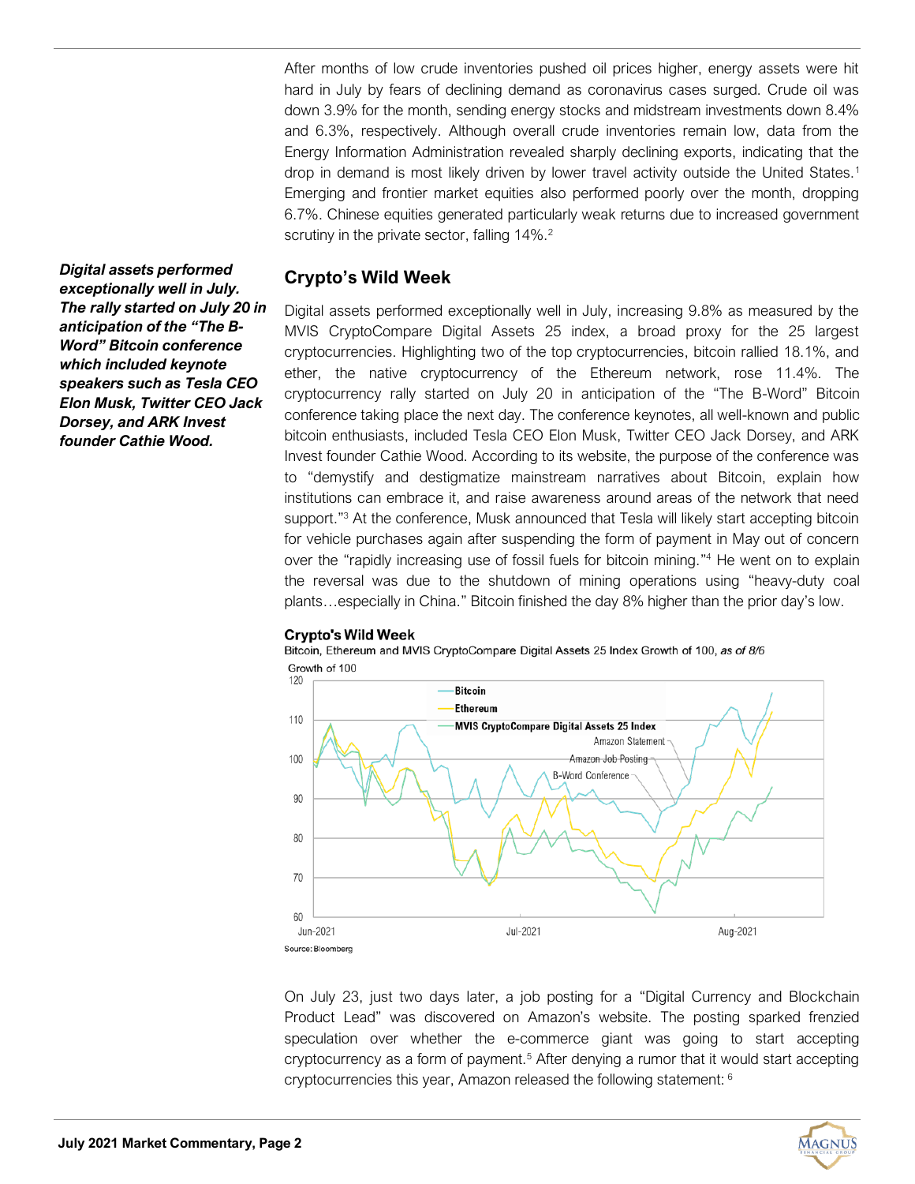After months of low crude inventories pushed oil prices higher, energy assets were hit hard in July by fears of declining demand as coronavirus cases surged. Crude oil was down 3.9% for the month, sending energy stocks and midstream investments down 8.4% and 6.3%, respectively. Although overall crude inventories remain low, data from the Energy Information Administration revealed sharply declining exports, indicating that the drop in demand is most likely driven by lower travel activity outside the United States.[1] Emerging and frontier market equities also performed poorly over the month, dropping 6.7%. Chinese equities generated particularly weak returns due to increased government scrutiny in the private sector, falling 14%.[2]

## Crypto's Wild Week

***Digital assets performed exceptionally well in July. The rally started on July 20 in anticipation of the "The B-Word" Bitcoin conference which included keynote speakers such as Tesla CEO Elon Musk, Twitter CEO Jack Dorsey, and ARK Invest founder Cathie Wood.***

Digital assets performed exceptionally well in July, increasing 9.8% as measured by the MVIS CryptoCompare Digital Assets 25 index, a broad proxy for the 25 largest cryptocurrencies. Highlighting two of the top cryptocurrencies, bitcoin rallied 18.1%, and ether, the native cryptocurrency of the Ethereum network, rose 11.4%. The cryptocurrency rally started on July 20 in anticipation of the "The B-Word" Bitcoin conference taking place the next day. The conference keynotes, all well-known and public bitcoin enthusiasts, included Tesla CEO Elon Musk, Twitter CEO Jack Dorsey, and ARK Invest founder Cathie Wood. According to its website, the purpose of the conference was to "demystify and destigmatize mainstream narratives about Bitcoin, explain how institutions can embrace it, and raise awareness around areas of the network that need support."[3] At the conference, Musk announced that Tesla will likely start accepting bitcoin for vehicle purchases again after suspending the form of payment in May out of concern over the "rapidly increasing use of fossil fuels for bitcoin mining."[4] He went on to explain the reversal was due to the shutdown of mining operations using "heavy-duty coal plants…especially in China." Bitcoin finished the day 8% higher than the prior day's low.

**Crypto's Wild Week**

Bitcoin, Ethereum and MVIS CryptoCompare Digital Assets 25 Index Growth of 100, *as of 8/6*

Source: Bloomberg

On July 23, just two days later, a job posting for a "Digital Currency and Blockchain Product Lead" was discovered on Amazon's website. The posting sparked frenzied speculation over whether the e-commerce giant was going to start accepting cryptocurrency as a form of payment.[5] After denying a rumor that it would start accepting cryptocurrencies this year, Amazon released the following statement: [6]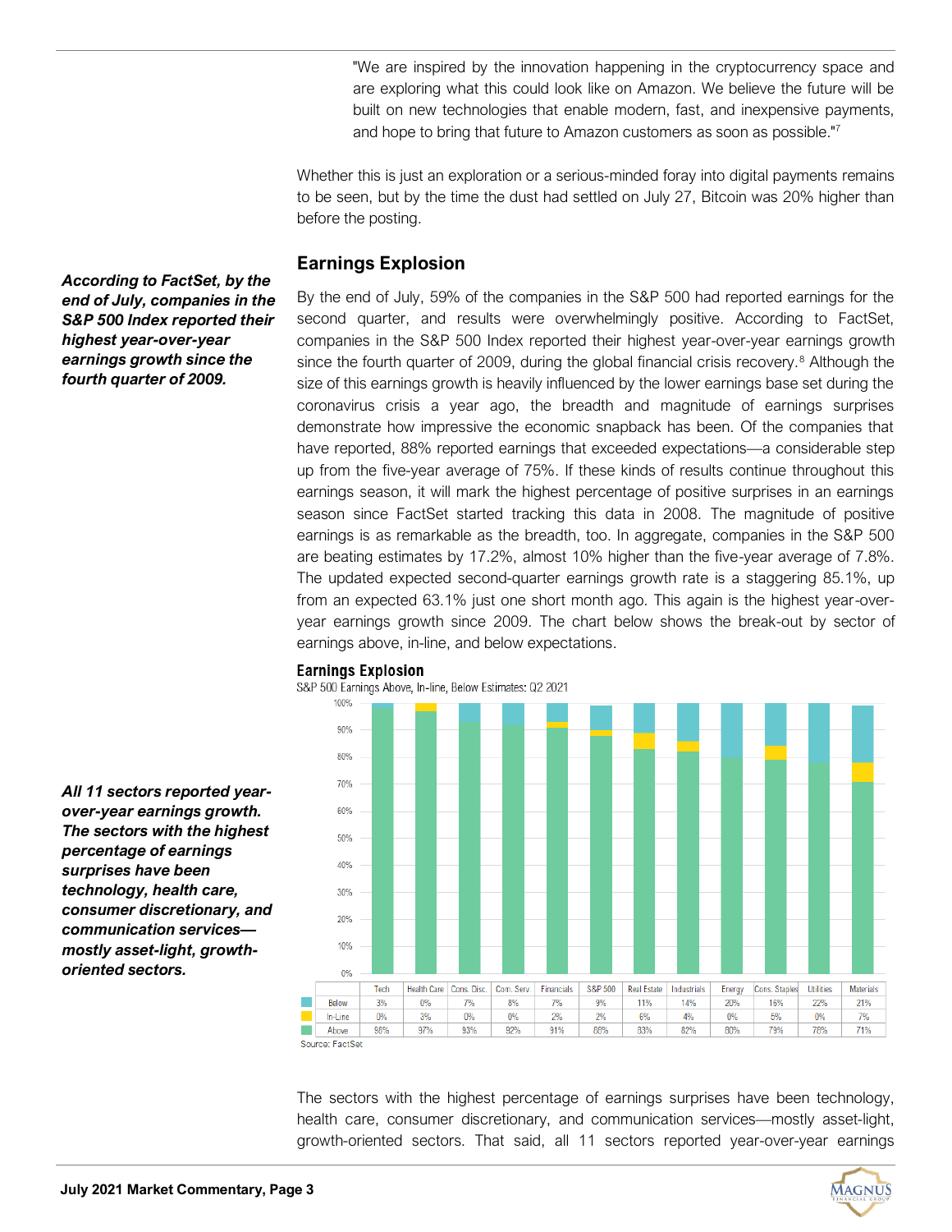"We are inspired by the innovation happening in the cryptocurrency space and are exploring what this could look like on Amazon. We believe the future will be built on new technologies that enable modern, fast, and inexpensive payments, and hope to bring that future to Amazon customers as soon as possible."[7]

Whether this is just an exploration or a serious-minded foray into digital payments remains to be seen, but by the time the dust had settled on July 27, Bitcoin was 20% higher than before the posting.

## Earnings Explosion

***According to FactSet, by the end of July, companies in the S&P 500 Index reported their highest year-over-year earnings growth since the fourth quarter of 2009.***

By the end of July, 59% of the companies in the S&P 500 had reported earnings for the second quarter, and results were overwhelmingly positive. According to FactSet, companies in the S&P 500 Index reported their highest year-over-year earnings growth since the fourth quarter of 2009, during the global financial crisis recovery.[8] Although the size of this earnings growth is heavily influenced by the lower earnings base set during the coronavirus crisis a year ago, the breadth and magnitude of earnings surprises demonstrate how impressive the economic snapback has been. Of the companies that have reported, 88% reported earnings that exceeded expectations—a considerable step up from the five-year average of 75%. If these kinds of results continue throughout this earnings season, it will mark the highest percentage of positive surprises in an earnings season since FactSet started tracking this data in 2008. The magnitude of positive earnings is as remarkable as the breadth, too. In aggregate, companies in the S&P 500 are beating estimates by 17.2%, almost 10% higher than the five-year average of 7.8%. The updated expected second-quarter earnings growth rate is a staggering 85.1%, up from an expected 63.1% just one short month ago. This again is the highest year-over-year earnings growth since 2009. The chart below shows the break-out by sector of earnings above, in-line, and below expectations.

***All 11 sectors reported year-over-year earnings growth. The sectors with the highest percentage of earnings surprises have been technology, health care, consumer discretionary, and communication services—mostly asset-light, growth-oriented sectors.***

**Earnings Explosion**

S&P 500 Earnings Above, In-line, Below Estimates: Q2 2021

| | Tech | Health Care | Cons. Disc. | Com. Serv. | Financials | S&P 500 | Real Estate | Industrials | Energy | Cons. Staples | Utilities | Materials |
|---|---|---|---|---|---|---|---|---|---|---|---|---|
| Below | 3% | 0% | 7% | 8% | 7% | 9% | 11% | 14% | 20% | 16% | 22% | 21% |
| In-Line | 0% | 3% | 0% | 0% | 2% | 2% | 6% | 4% | 0% | 5% | 0% | 7% |
| Above | 98% | 97% | 93% | 92% | 91% | 88% | 83% | 82% | 80% | 79% | 78% | 71% |

Source: FactSet

The sectors with the highest percentage of earnings surprises have been technology, health care, consumer discretionary, and communication services—mostly asset-light, growth-oriented sectors. That said, all 11 sectors reported year-over-year earnings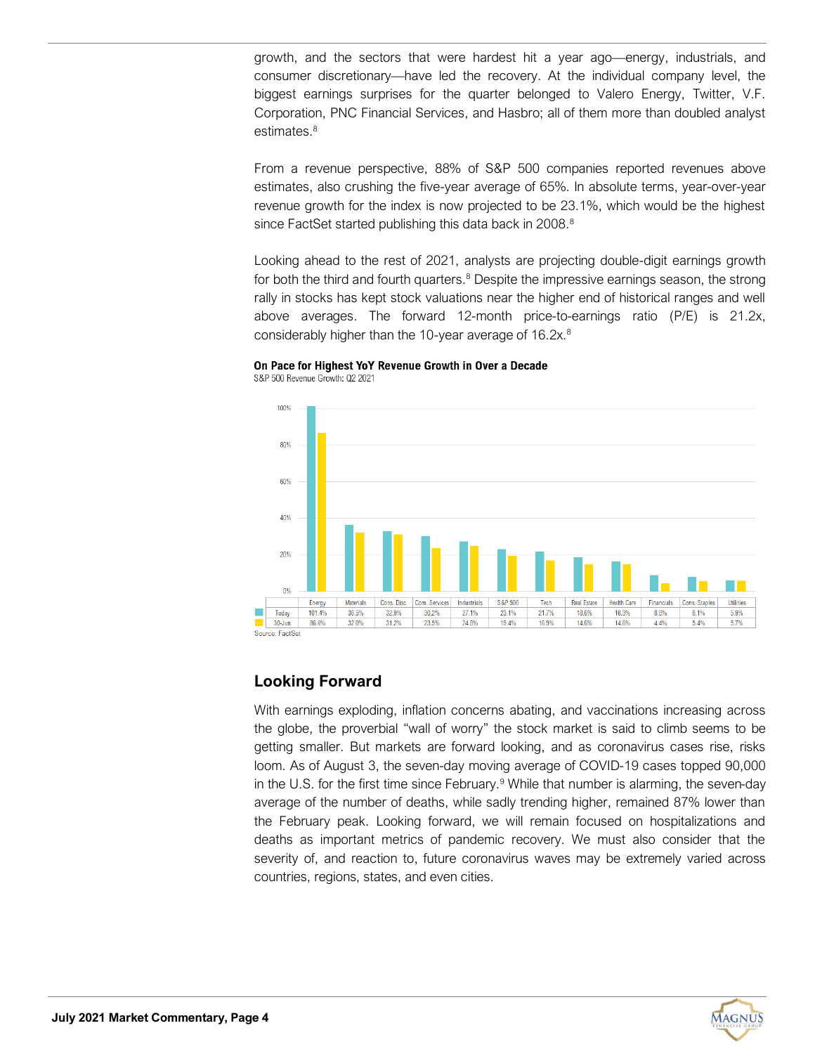growth, and the sectors that were hardest hit a year ago—energy, industrials, and consumer discretionary—have led the recovery. At the individual company level, the biggest earnings surprises for the quarter belonged to Valero Energy, Twitter, V.F. Corporation, PNC Financial Services, and Hasbro; all of them more than doubled analyst estimates.[8]

From a revenue perspective, 88% of S&P 500 companies reported revenues above estimates, also crushing the five-year average of 65%. In absolute terms, year-over-year revenue growth for the index is now projected to be 23.1%, which would be the highest since FactSet started publishing this data back in 2008.[8]

Looking ahead to the rest of 2021, analysts are projecting double-digit earnings growth for both the third and fourth quarters.[8] Despite the impressive earnings season, the strong rally in stocks has kept stock valuations near the higher end of historical ranges and well above averages. The forward 12-month price-to-earnings ratio (P/E) is 21.2x, considerably higher than the 10-year average of 16.2x.[8]

**On Pace for Highest YoY Revenue Growth in Over a Decade**
S&P 500 Revenue Growth: Q2 2021

| | Energy | Materials | Cons. Disc. | Com. Services | Industrials | S&P 500 | Tech | Real Estate | Health Care | Financials | Cons. Staples | Utilities |
|---|---|---|---|---|---|---|---|---|---|---|---|---|
| Today | 101.4% | 36.5% | 32.9% | 30.2% | 27.1% | 23.1% | 21.7% | 18.6% | 16.3% | 8.8% | 8.1% | 5.9% |
| 30-Jun | 86.6% | 32.0% | 31.2% | 23.5% | 24.8% | 19.4% | 16.9% | 14.6% | 14.6% | 4.4% | 5.4% | 5.7% |

Source: FactSet

## Looking Forward

With earnings exploding, inflation concerns abating, and vaccinations increasing across the globe, the proverbial "wall of worry" the stock market is said to climb seems to be getting smaller. But markets are forward looking, and as coronavirus cases rise, risks loom. As of August 3, the seven-day moving average of COVID-19 cases topped 90,000 in the U.S. for the first time since February.[9] While that number is alarming, the seven-day average of the number of deaths, while sadly trending higher, remained 87% lower than the February peak. Looking forward, we will remain focused on hospitalizations and deaths as important metrics of pandemic recovery. We must also consider that the severity of, and reaction to, future coronavirus waves may be extremely varied across countries, regions, states, and even cities.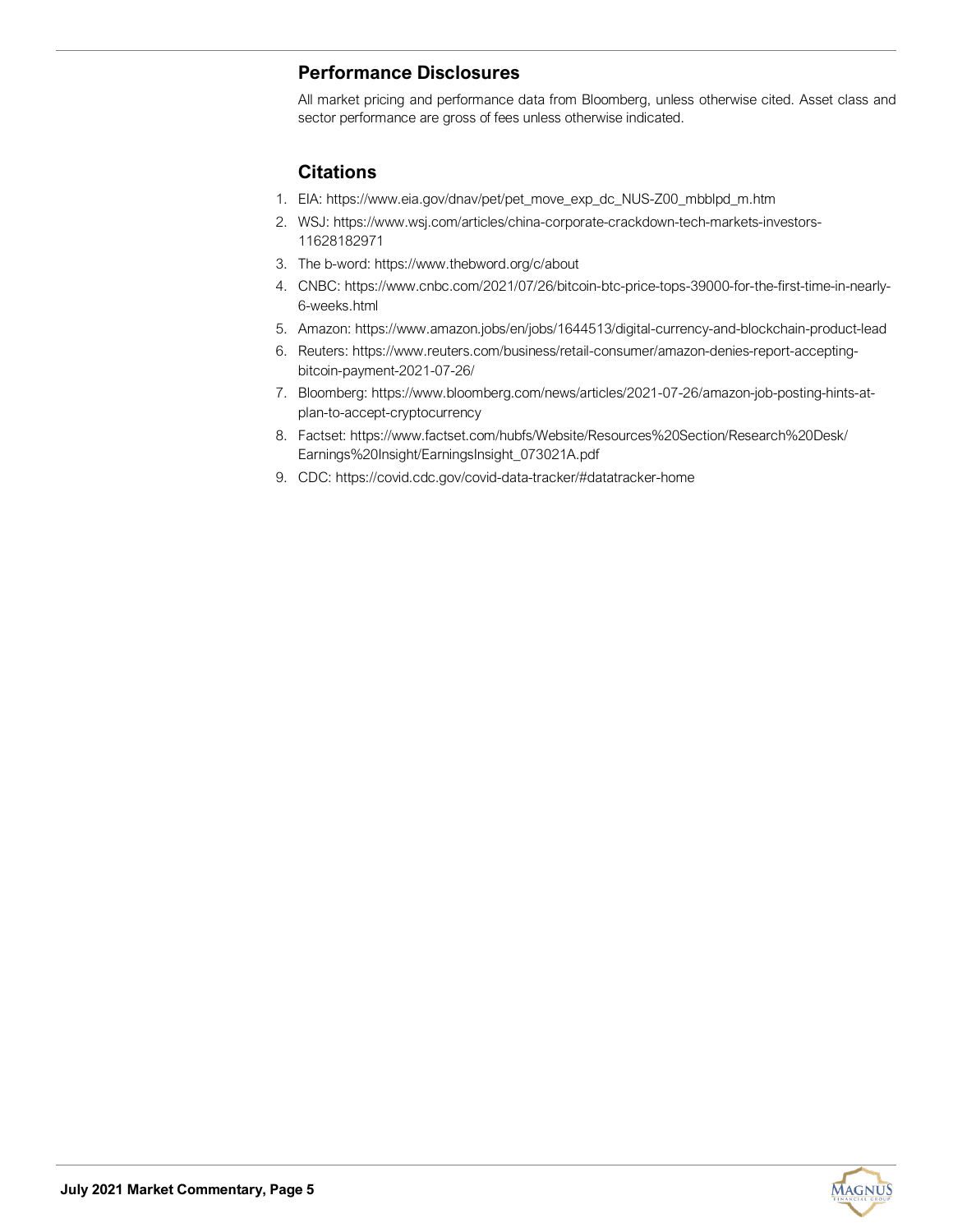## Performance Disclosures

All market pricing and performance data from Bloomberg, unless otherwise cited. Asset class and sector performance are gross of fees unless otherwise indicated.

## Citations

1. EIA: https://www.eia.gov/dnav/pet/pet_move_exp_dc_NUS-Z00_mbblpd_m.htm
2. WSJ: https://www.wsj.com/articles/china-corporate-crackdown-tech-markets-investors-11628182971
3. The b-word: https://www.thebword.org/c/about
4. CNBC: https://www.cnbc.com/2021/07/26/bitcoin-btc-price-tops-39000-for-the-first-time-in-nearly-6-weeks.html
5. Amazon: https://www.amazon.jobs/en/jobs/1644513/digital-currency-and-blockchain-product-lead
6. Reuters: https://www.reuters.com/business/retail-consumer/amazon-denies-report-accepting-bitcoin-payment-2021-07-26/
7. Bloomberg: https://www.bloomberg.com/news/articles/2021-07-26/amazon-job-posting-hints-at-plan-to-accept-cryptocurrency
8. Factset: https://www.factset.com/hubfs/Website/Resources%20Section/Research%20Desk/Earnings%20Insight/EarningsInsight_073021A.pdf
9. CDC: https://covid.cdc.gov/covid-data-tracker/#datatracker-home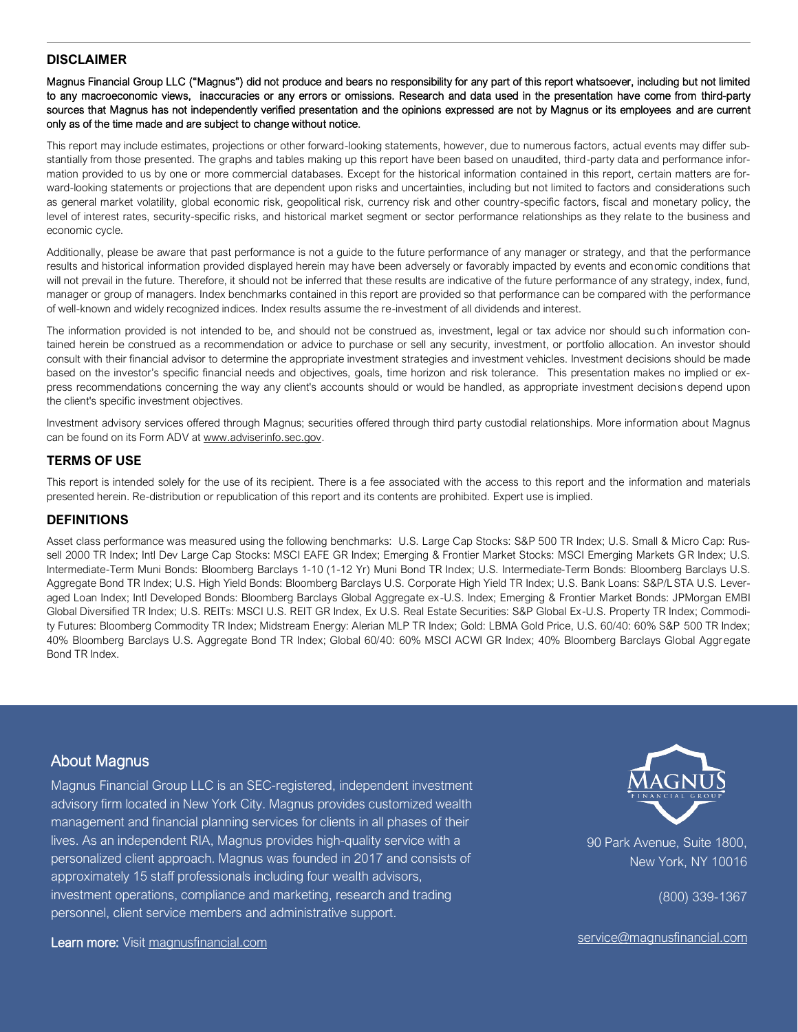## DISCLAIMER

**Magnus Financial Group LLC ("Magnus") did not produce and bears no responsibility for any part of this report whatsoever, including but not limited to any macroeconomic views, inaccuracies or any errors or omissions. Research and data used in the presentation have come from third-party sources that Magnus has not independently verified presentation and the opinions expressed are not by Magnus or its employees and are current only as of the time made and are subject to change without notice.**

This report may include estimates, projections or other forward-looking statements, however, due to numerous factors, actual events may differ substantially from those presented. The graphs and tables making up this report have been based on unaudited, third-party data and performance information provided to us by one or more commercial databases. Except for the historical information contained in this report, certain matters are forward-looking statements or projections that are dependent upon risks and uncertainties, including but not limited to factors and considerations such as general market volatility, global economic risk, geopolitical risk, currency risk and other country-specific factors, fiscal and monetary policy, the level of interest rates, security-specific risks, and historical market segment or sector performance relationships as they relate to the business and economic cycle.

Additionally, please be aware that past performance is not a guide to the future performance of any manager or strategy, and that the performance results and historical information provided displayed herein may have been adversely or favorably impacted by events and economic conditions that will not prevail in the future. Therefore, it should not be inferred that these results are indicative of the future performance of any strategy, index, fund, manager or group of managers. Index benchmarks contained in this report are provided so that performance can be compared with the performance of well-known and widely recognized indices. Index results assume the re-investment of all dividends and interest.

The information provided is not intended to be, and should not be construed as, investment, legal or tax advice nor should such information contained herein be construed as a recommendation or advice to purchase or sell any security, investment, or portfolio allocation. An investor should consult with their financial advisor to determine the appropriate investment strategies and investment vehicles. Investment decisions should be made based on the investor's specific financial needs and objectives, goals, time horizon and risk tolerance. This presentation makes no implied or express recommendations concerning the way any client's accounts should or would be handled, as appropriate investment decisions depend upon the client's specific investment objectives.

Investment advisory services offered through Magnus; securities offered through third party custodial relationships. More information about Magnus can be found on its Form ADV at www.adviserinfo.sec.gov.

## TERMS OF USE

This report is intended solely for the use of its recipient. There is a fee associated with the access to this report and the information and materials presented herein. Re-distribution or republication of this report and its contents are prohibited. Expert use is implied.

## DEFINITIONS

Asset class performance was measured using the following benchmarks: U.S. Large Cap Stocks: S&P 500 TR Index; U.S. Small & Micro Cap: Russell 2000 TR Index; Intl Dev Large Cap Stocks: MSCI EAFE GR Index; Emerging & Frontier Market Stocks: MSCI Emerging Markets GR Index; U.S. Intermediate-Term Muni Bonds: Bloomberg Barclays 1-10 (1-12 Yr) Muni Bond TR Index; U.S. Intermediate-Term Bonds: Bloomberg Barclays U.S. Aggregate Bond TR Index; U.S. High Yield Bonds: Bloomberg Barclays U.S. Corporate High Yield TR Index; U.S. Bank Loans: S&P/LSTA U.S. Leveraged Loan Index; Intl Developed Bonds: Bloomberg Barclays Global Aggregate ex-U.S. Index; Emerging & Frontier Market Bonds: JPMorgan EMBI Global Diversified TR Index; U.S. REITs: MSCI U.S. REIT GR Index, Ex U.S. Real Estate Securities: S&P Global Ex-U.S. Property TR Index; Commodity Futures: Bloomberg Commodity TR Index; Midstream Energy: Alerian MLP TR Index; Gold: LBMA Gold Price, U.S. 60/40: 60% S&P 500 TR Index; 40% Bloomberg Barclays U.S. Aggregate Bond TR Index; Global 60/40: 60% MSCI ACWI GR Index; 40% Bloomberg Barclays Global Aggregate Bond TR Index.

## About Magnus

Magnus Financial Group LLC is an SEC-registered, independent investment advisory firm located in New York City. Magnus provides customized wealth management and financial planning services for clients in all phases of their lives. As an independent RIA, Magnus provides high-quality service with a personalized client approach. Magnus was founded in 2017 and consists of approximately 15 staff professionals including four wealth advisors, investment operations, compliance and marketing, research and trading personnel, client service members and administrative support.

**Learn more:** Visit magnusfinancial.com

MAGNUS FINANCIAL GROUP

90 Park Avenue, Suite 1800,
New York, NY 10016

(800) 339-1367

service@magnusfinancial.com